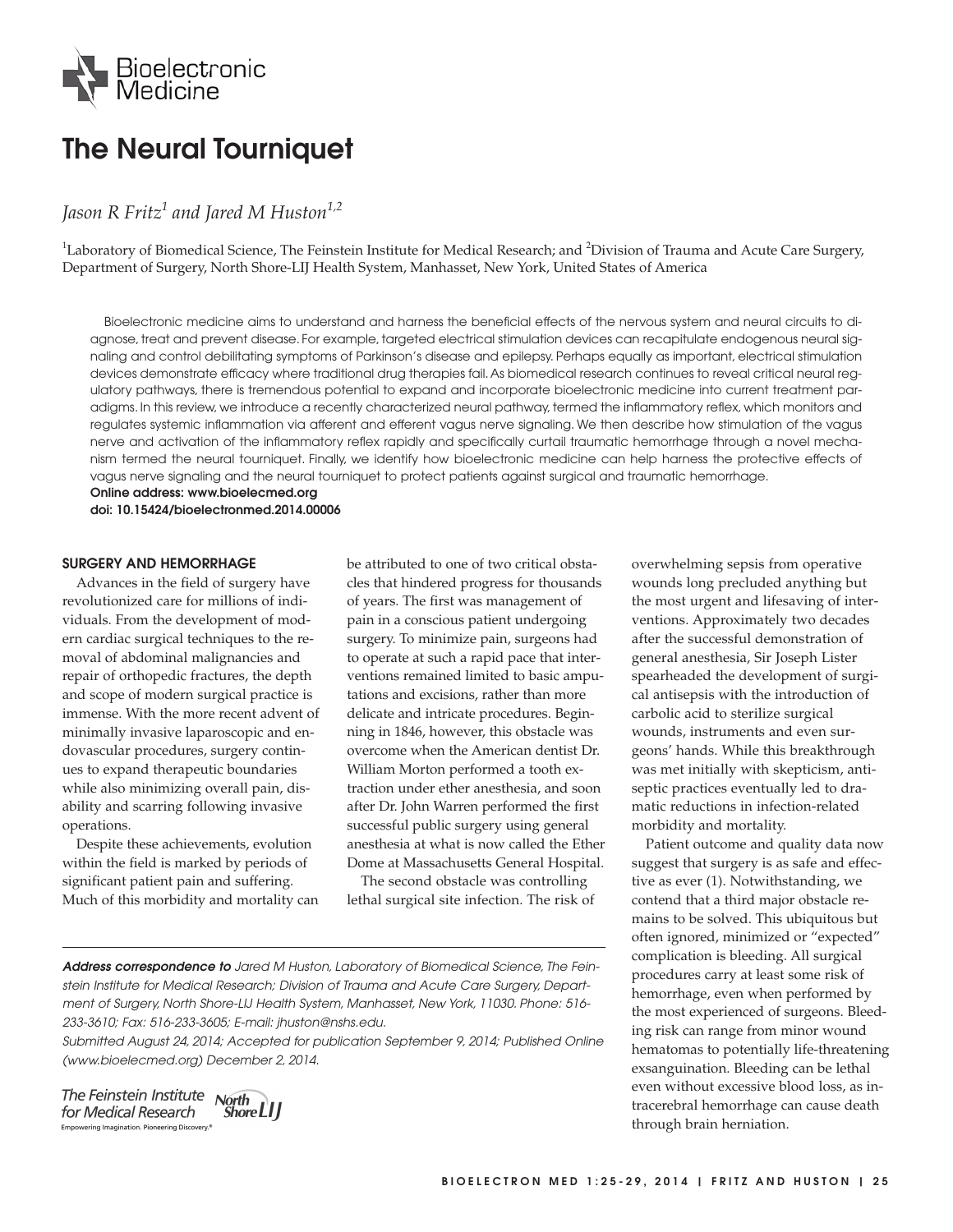Bioelectronic Medicine

# The Neural Tourniquet

*Jason R Fritz*[1] *and Jared M Huston*[1,2]

[1]Laboratory of Biomedical Science, The Feinstein Institute for Medical Research; and [2]Division of Trauma and Acute Care Surgery, Department of Surgery, North Shore-LIJ Health System, Manhasset, New York, United States of America

Bioelectronic medicine aims to understand and harness the beneficial effects of the nervous system and neural circuits to diagnose, treat and prevent disease. For example, targeted electrical stimulation devices can recapitulate endogenous neural signaling and control debilitating symptoms of Parkinson's disease and epilepsy. Perhaps equally as important, electrical stimulation devices demonstrate efficacy where traditional drug therapies fail. As biomedical research continues to reveal critical neural regulatory pathways, there is tremendous potential to expand and incorporate bioelectronic medicine into current treatment paradigms. In this review, we introduce a recently characterized neural pathway, termed the inflammatory reflex, which monitors and regulates systemic inflammation via afferent and efferent vagus nerve signaling. We then describe how stimulation of the vagus nerve and activation of the inflammatory reflex rapidly and specifically curtail traumatic hemorrhage through a novel mechanism termed the neural tourniquet. Finally, we identify how bioelectronic medicine can help harness the protective effects of vagus nerve signaling and the neural tourniquet to protect patients against surgical and traumatic hemorrhage.

**Online address: www.bioelecmed.org**
**doi: 10.15424/bioelectronmed.2014.00006**

## SURGERY AND HEMORRHAGE

Advances in the field of surgery have revolutionized care for millions of individuals. From the development of modern cardiac surgical techniques to the removal of abdominal malignancies and repair of orthopedic fractures, the depth and scope of modern surgical practice is immense. With the more recent advent of minimally invasive laparoscopic and endovascular procedures, surgery continues to expand therapeutic boundaries while also minimizing overall pain, disability and scarring following invasive operations.

Despite these achievements, evolution within the field is marked by periods of significant patient pain and suffering. Much of this morbidity and mortality can be attributed to one of two critical obstacles that hindered progress for thousands of years. The first was management of pain in a conscious patient undergoing surgery. To minimize pain, surgeons had to operate at such a rapid pace that interventions remained limited to basic amputations and excisions, rather than more delicate and intricate procedures. Beginning in 1846, however, this obstacle was overcome when the American dentist Dr. William Morton performed a tooth extraction under ether anesthesia, and soon after Dr. John Warren performed the first successful public surgery using general anesthesia at what is now called the Ether Dome at Massachusetts General Hospital.

The second obstacle was controlling lethal surgical site infection. The risk of overwhelming sepsis from operative wounds long precluded anything but the most urgent and lifesaving of interventions. Approximately two decades after the successful demonstration of general anesthesia, Sir Joseph Lister spearheaded the development of surgical antisepsis with the introduction of carbolic acid to sterilize surgical wounds, instruments and even surgeons' hands. While this breakthrough was met initially with skepticism, antiseptic practices eventually led to dramatic reductions in infection-related morbidity and mortality.

Patient outcome and quality data now suggest that surgery is as safe and effective as ever (1). Notwithstanding, we contend that a third major obstacle remains to be solved. This ubiquitous but often ignored, minimized or "expected" complication is bleeding. All surgical procedures carry at least some risk of hemorrhage, even when performed by the most experienced of surgeons. Bleeding risk can range from minor wound hematomas to potentially life-threatening exsanguination. Bleeding can be lethal even without excessive blood loss, as intracerebral hemorrhage can cause death through brain herniation.

***Address correspondence to** Jared M Huston, Laboratory of Biomedical Science, The Feinstein Institute for Medical Research; Division of Trauma and Acute Care Surgery, Department of Surgery, North Shore-LIJ Health System, Manhasset, New York, 11030. Phone: 516-233-3610; Fax: 516-233-3605; E-mail: jhuston@nshs.edu.*
*Submitted August 24, 2014; Accepted for publication September 9, 2014; Published Online (www.bioelecmed.org) December 2, 2014.*

The Feinstein Institute for Medical Research — Empowering Imagination. Pioneering Discovery.® North Shore LIJ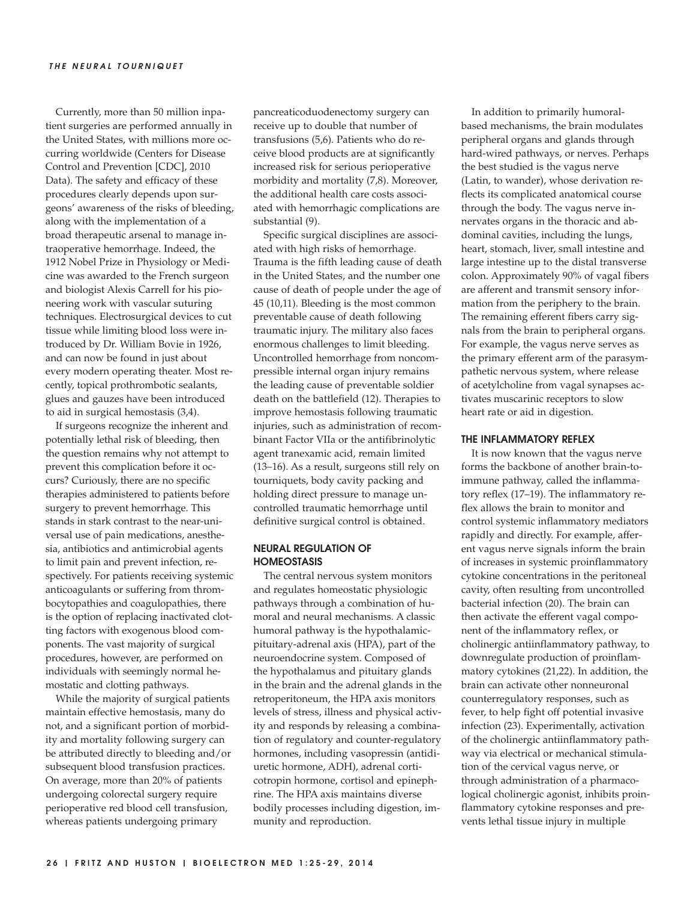Currently, more than 50 million inpatient surgeries are performed annually in the United States, with millions more occurring worldwide (Centers for Disease Control and Prevention [CDC], 2010 Data). The safety and efficacy of these procedures clearly depends upon surgeons' awareness of the risks of bleeding, along with the implementation of a broad therapeutic arsenal to manage intraoperative hemorrhage. Indeed, the 1912 Nobel Prize in Physiology or Medicine was awarded to the French surgeon and biologist Alexis Carrell for his pioneering work with vascular suturing techniques. Electrosurgical devices to cut tissue while limiting blood loss were introduced by Dr. William Bovie in 1926, and can now be found in just about every modern operating theater. Most recently, topical prothrombotic sealants, glues and gauzes have been introduced to aid in surgical hemostasis (3,4).

If surgeons recognize the inherent and potentially lethal risk of bleeding, then the question remains why not attempt to prevent this complication before it occurs? Curiously, there are no specific therapies administered to patients before surgery to prevent hemorrhage. This stands in stark contrast to the near-universal use of pain medications, anesthesia, antibiotics and antimicrobial agents to limit pain and prevent infection, respectively. For patients receiving systemic anticoagulants or suffering from thrombocytopathies and coagulopathies, there is the option of replacing inactivated clotting factors with exogenous blood components. The vast majority of surgical procedures, however, are performed on individuals with seemingly normal hemostatic and clotting pathways.

While the majority of surgical patients maintain effective hemostasis, many do not, and a significant portion of morbidity and mortality following surgery can be attributed directly to bleeding and/or subsequent blood transfusion practices. On average, more than 20% of patients undergoing colorectal surgery require perioperative red blood cell transfusion, whereas patients undergoing primary pancreaticoduodenectomy surgery can receive up to double that number of transfusions (5,6). Patients who do receive blood products are at significantly increased risk for serious perioperative morbidity and mortality (7,8). Moreover, the additional health care costs associated with hemorrhagic complications are substantial (9).

Specific surgical disciplines are associated with high risks of hemorrhage. Trauma is the fifth leading cause of death in the United States, and the number one cause of death of people under the age of 45 (10,11). Bleeding is the most common preventable cause of death following traumatic injury. The military also faces enormous challenges to limit bleeding. Uncontrolled hemorrhage from noncompressible internal organ injury remains the leading cause of preventable soldier death on the battlefield (12). Therapies to improve hemostasis following traumatic injuries, such as administration of recombinant Factor VIIa or the antifibrinolytic agent tranexamic acid, remain limited (13–16). As a result, surgeons still rely on tourniquets, body cavity packing and holding direct pressure to manage uncontrolled traumatic hemorrhage until definitive surgical control is obtained.

## NEURAL REGULATION OF HOMEOSTASIS

The central nervous system monitors and regulates homeostatic physiologic pathways through a combination of humoral and neural mechanisms. A classic humoral pathway is the hypothalamic-pituitary-adrenal axis (HPA), part of the neuroendocrine system. Composed of the hypothalamus and pituitary glands in the brain and the adrenal glands in the retroperitoneum, the HPA axis monitors levels of stress, illness and physical activity and responds by releasing a combination of regulatory and counter-regulatory hormones, including vasopressin (antidiuretic hormone, ADH), adrenal corticotropin hormone, cortisol and epinephrine. The HPA axis maintains diverse bodily processes including digestion, immunity and reproduction.

In addition to primarily humoral-based mechanisms, the brain modulates peripheral organs and glands through hard-wired pathways, or nerves. Perhaps the best studied is the vagus nerve (Latin, to wander), whose derivation reflects its complicated anatomical course through the body. The vagus nerve innervates organs in the thoracic and abdominal cavities, including the lungs, heart, stomach, liver, small intestine and large intestine up to the distal transverse colon. Approximately 90% of vagal fibers are afferent and transmit sensory information from the periphery to the brain. The remaining efferent fibers carry signals from the brain to peripheral organs. For example, the vagus nerve serves as the primary efferent arm of the parasympathetic nervous system, where release of acetylcholine from vagal synapses activates muscarinic receptors to slow heart rate or aid in digestion.

## THE INFLAMMATORY REFLEX

It is now known that the vagus nerve forms the backbone of another brain-to-immune pathway, called the inflammatory reflex (17–19). The inflammatory reflex allows the brain to monitor and control systemic inflammatory mediators rapidly and directly. For example, afferent vagus nerve signals inform the brain of increases in systemic proinflammatory cytokine concentrations in the peritoneal cavity, often resulting from uncontrolled bacterial infection (20). The brain can then activate the efferent vagal component of the inflammatory reflex, or cholinergic antiinflammatory pathway, to downregulate production of proinflammatory cytokines (21,22). In addition, the brain can activate other nonneuronal counterregulatory responses, such as fever, to help fight off potential invasive infection (23). Experimentally, activation of the cholinergic antiinflammatory pathway via electrical or mechanical stimulation of the cervical vagus nerve, or through administration of a pharmacological cholinergic agonist, inhibits proinflammatory cytokine responses and prevents lethal tissue injury in multiple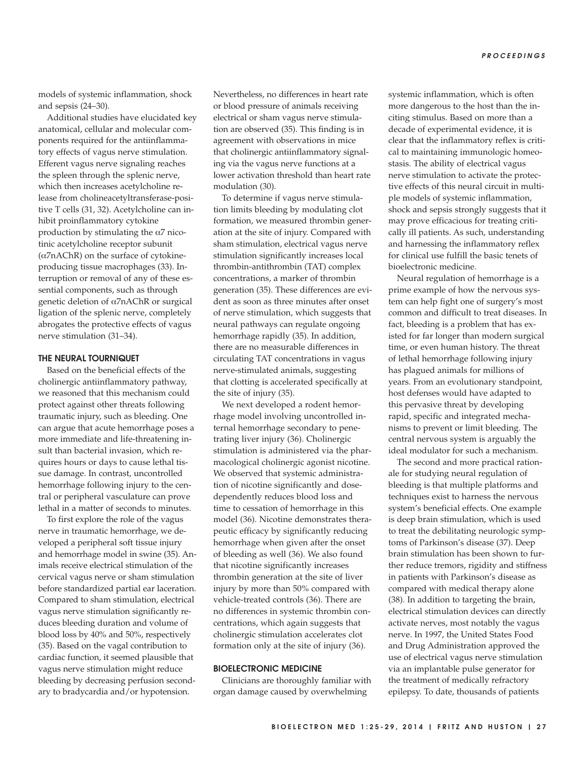models of systemic inflammation, shock and sepsis (24–30).

Additional studies have elucidated key anatomical, cellular and molecular components required for the antiinflammatory effects of vagus nerve stimulation. Efferent vagus nerve signaling reaches the spleen through the splenic nerve, which then increases acetylcholine release from cholineacetyltransferase-positive T cells (31, 32). Acetylcholine can inhibit proinflammatory cytokine production by stimulating the α7 nicotinic acetylcholine receptor subunit (α7nAChR) on the surface of cytokine-producing tissue macrophages (33). Interruption or removal of any of these essential components, such as through genetic deletion of α7nAChR or surgical ligation of the splenic nerve, completely abrogates the protective effects of vagus nerve stimulation (31–34).

## THE NEURAL TOURNIQUET

Based on the beneficial effects of the cholinergic antiinflammatory pathway, we reasoned that this mechanism could protect against other threats following traumatic injury, such as bleeding. One can argue that acute hemorrhage poses a more immediate and life-threatening insult than bacterial invasion, which requires hours or days to cause lethal tissue damage. In contrast, uncontrolled hemorrhage following injury to the central or peripheral vasculature can prove lethal in a matter of seconds to minutes.

To first explore the role of the vagus nerve in traumatic hemorrhage, we developed a peripheral soft tissue injury and hemorrhage model in swine (35). Animals receive electrical stimulation of the cervical vagus nerve or sham stimulation before standardized partial ear laceration. Compared to sham stimulation, electrical vagus nerve stimulation significantly reduces bleeding duration and volume of blood loss by 40% and 50%, respectively (35). Based on the vagal contribution to cardiac function, it seemed plausible that vagus nerve stimulation might reduce bleeding by decreasing perfusion secondary to bradycardia and/or hypotension. Nevertheless, no differences in heart rate or blood pressure of animals receiving electrical or sham vagus nerve stimulation are observed (35). This finding is in agreement with observations in mice that cholinergic antiinflammatory signaling via the vagus nerve functions at a lower activation threshold than heart rate modulation (30).

To determine if vagus nerve stimulation limits bleeding by modulating clot formation, we measured thrombin generation at the site of injury. Compared with sham stimulation, electrical vagus nerve stimulation significantly increases local thrombin-antithrombin (TAT) complex concentrations, a marker of thrombin generation (35). These differences are evident as soon as three minutes after onset of nerve stimulation, which suggests that neural pathways can regulate ongoing hemorrhage rapidly (35). In addition, there are no measurable differences in circulating TAT concentrations in vagus nerve-stimulated animals, suggesting that clotting is accelerated specifically at the site of injury (35).

We next developed a rodent hemorrhage model involving uncontrolled internal hemorrhage secondary to penetrating liver injury (36). Cholinergic stimulation is administered via the pharmacological cholinergic agonist nicotine. We observed that systemic administration of nicotine significantly and dose-dependently reduces blood loss and time to cessation of hemorrhage in this model (36). Nicotine demonstrates therapeutic efficacy by significantly reducing hemorrhage when given after the onset of bleeding as well (36). We also found that nicotine significantly increases thrombin generation at the site of liver injury by more than 50% compared with vehicle-treated controls (36). There are no differences in systemic thrombin concentrations, which again suggests that cholinergic stimulation accelerates clot formation only at the site of injury (36).

## BIOELECTRONIC MEDICINE

Clinicians are thoroughly familiar with organ damage caused by overwhelming systemic inflammation, which is often more dangerous to the host than the inciting stimulus. Based on more than a decade of experimental evidence, it is clear that the inflammatory reflex is critical to maintaining immunologic homeostasis. The ability of electrical vagus nerve stimulation to activate the protective effects of this neural circuit in multiple models of systemic inflammation, shock and sepsis strongly suggests that it may prove efficacious for treating critically ill patients. As such, understanding and harnessing the inflammatory reflex for clinical use fulfill the basic tenets of bioelectronic medicine.

Neural regulation of hemorrhage is a prime example of how the nervous system can help fight one of surgery's most common and difficult to treat diseases. In fact, bleeding is a problem that has existed for far longer than modern surgical time, or even human history. The threat of lethal hemorrhage following injury has plagued animals for millions of years. From an evolutionary standpoint, host defenses would have adapted to this pervasive threat by developing rapid, specific and integrated mechanisms to prevent or limit bleeding. The central nervous system is arguably the ideal modulator for such a mechanism.

The second and more practical rationale for studying neural regulation of bleeding is that multiple platforms and techniques exist to harness the nervous system's beneficial effects. One example is deep brain stimulation, which is used to treat the debilitating neurologic symptoms of Parkinson's disease (37). Deep brain stimulation has been shown to further reduce tremors, rigidity and stiffness in patients with Parkinson's disease as compared with medical therapy alone (38). In addition to targeting the brain, electrical stimulation devices can directly activate nerves, most notably the vagus nerve. In 1997, the United States Food and Drug Administration approved the use of electrical vagus nerve stimulation via an implantable pulse generator for the treatment of medically refractory epilepsy. To date, thousands of patients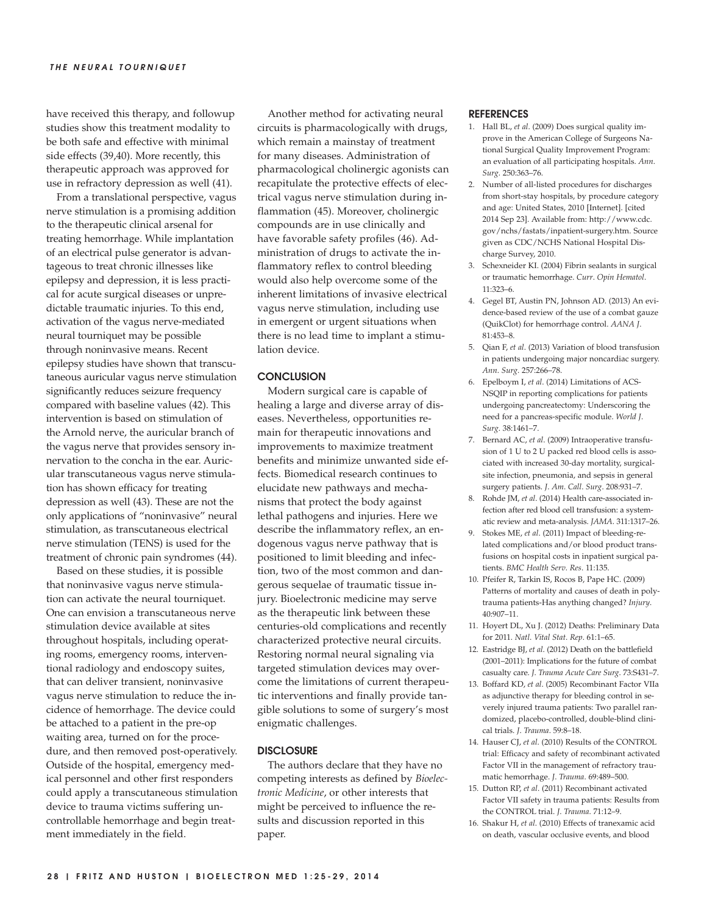have received this therapy, and followup studies show this treatment modality to be both safe and effective with minimal side effects (39,40). More recently, this therapeutic approach was approved for use in refractory depression as well (41).

From a translational perspective, vagus nerve stimulation is a promising addition to the therapeutic clinical arsenal for treating hemorrhage. While implantation of an electrical pulse generator is advantageous to treat chronic illnesses like epilepsy and depression, it is less practical for acute surgical diseases or unpredictable traumatic injuries. To this end, activation of the vagus nerve-mediated neural tourniquet may be possible through noninvasive means. Recent epilepsy studies have shown that transcutaneous auricular vagus nerve stimulation significantly reduces seizure frequency compared with baseline values (42). This intervention is based on stimulation of the Arnold nerve, the auricular branch of the vagus nerve that provides sensory innervation to the concha in the ear. Auricular transcutaneous vagus nerve stimulation has shown efficacy for treating depression as well (43). These are not the only applications of "noninvasive" neural stimulation, as transcutaneous electrical nerve stimulation (TENS) is used for the treatment of chronic pain syndromes (44).

Based on these studies, it is possible that noninvasive vagus nerve stimulation can activate the neural tourniquet. One can envision a transcutaneous nerve stimulation device available at sites throughout hospitals, including operating rooms, emergency rooms, interventional radiology and endoscopy suites, that can deliver transient, noninvasive vagus nerve stimulation to reduce the incidence of hemorrhage. The device could be attached to a patient in the pre-op waiting area, turned on for the procedure, and then removed post-operatively. Outside of the hospital, emergency medical personnel and other first responders could apply a transcutaneous stimulation device to trauma victims suffering uncontrollable hemorrhage and begin treatment immediately in the field.

Another method for activating neural circuits is pharmacologically with drugs, which remain a mainstay of treatment for many diseases. Administration of pharmacological cholinergic agonists can recapitulate the protective effects of electrical vagus nerve stimulation during inflammation (45). Moreover, cholinergic compounds are in use clinically and have favorable safety profiles (46). Administration of drugs to activate the inflammatory reflex to control bleeding would also help overcome some of the inherent limitations of invasive electrical vagus nerve stimulation, including use in emergent or urgent situations when there is no lead time to implant a stimulation device.

## CONCLUSION

Modern surgical care is capable of healing a large and diverse array of diseases. Nevertheless, opportunities remain for therapeutic innovations and improvements to maximize treatment benefits and minimize unwanted side effects. Biomedical research continues to elucidate new pathways and mechanisms that protect the body against lethal pathogens and injuries. Here we describe the inflammatory reflex, an endogenous vagus nerve pathway that is positioned to limit bleeding and infection, two of the most common and dangerous sequelae of traumatic tissue injury. Bioelectronic medicine may serve as the therapeutic link between these centuries-old complications and recently characterized protective neural circuits. Restoring normal neural signaling via targeted stimulation devices may overcome the limitations of current therapeutic interventions and finally provide tangible solutions to some of surgery's most enigmatic challenges.

## DISCLOSURE

The authors declare that they have no competing interests as defined by *Bioelectronic Medicine*, or other interests that might be perceived to influence the results and discussion reported in this paper.

## REFERENCES

1. Hall BL, *et al*. (2009) Does surgical quality improve in the American College of Surgeons National Surgical Quality Improvement Program: an evaluation of all participating hospitals. *Ann. Surg.* 250:363–76.
2. Number of all-listed procedures for discharges from short-stay hospitals, by procedure category and age: United States, 2010 [Internet]. [cited 2014 Sep 23]. Available from: http://www.cdc.gov/nchs/fastats/inpatient-surgery.htm. Source given as CDC/NCHS National Hospital Discharge Survey, 2010.
3. Schexneider KI. (2004) Fibrin sealants in surgical or traumatic hemorrhage. *Curr. Opin Hematol*. 11:323–6.
4. Gegel BT, Austin PN, Johnson AD. (2013) An evidence-based review of the use of a combat gauze (QuikClot) for hemorrhage control. *AANA J*. 81:453–8.
5. Qian F, *et al*. (2013) Variation of blood transfusion in patients undergoing major noncardiac surgery. *Ann. Surg*. 257:266–78.
6. Epelboym I, *et al*. (2014) Limitations of ACS-NSQIP in reporting complications for patients undergoing pancreatectomy: Underscoring the need for a pancreas-specific module. *World J. Surg*. 38:1461–7.
7. Bernard AC, *et al*. (2009) Intraoperative transfusion of 1 U to 2 U packed red blood cells is associated with increased 30-day mortality, surgical-site infection, pneumonia, and sepsis in general surgery patients. *J. Am. Coll. Surg*. 208:931–7.
8. Rohde JM, *et al*. (2014) Health care-associated infection after red blood cell transfusion: a systematic review and meta-analysis. *JAMA*. 311:1317–26.
9. Stokes ME, *et al*. (2011) Impact of bleeding-related complications and/or blood product transfusions on hospital costs in inpatient surgical patients. *BMC Health Serv. Res*. 11:135.
10. Pfeifer R, Tarkin IS, Rocos B, Pape HC. (2009) Patterns of mortality and causes of death in polytrauma patients-Has anything changed? *Injury*. 40:907–11.
11. Hoyert DL, Xu J. (2012) Deaths: Preliminary Data for 2011. *Natl. Vital Stat. Rep*. 61:1–65.
12. Eastridge BJ, *et al*. (2012) Death on the battlefield (2001–2011): Implications for the future of combat casualty care. *J. Trauma Acute Care Surg*. 73:S431–7.
13. Boffard KD, *et al*. (2005) Recombinant Factor VIIa as adjunctive therapy for bleeding control in severely injured trauma patients: Two parallel randomized, placebo-controlled, double-blind clinical trials. *J. Trauma*. 59:8–18.
14. Hauser CJ, *et al*. (2010) Results of the CONTROL trial: Efficacy and safety of recombinant activated Factor VII in the management of refractory traumatic hemorrhage. *J. Trauma*. 69:489–500.
15. Dutton RP, *et al*. (2011) Recombinant activated Factor VII safety in trauma patients: Results from the CONTROL trial. *J. Trauma*. 71:12–9.
16. Shakur H, *et al*. (2010) Effects of tranexamic acid on death, vascular occlusive events, and blood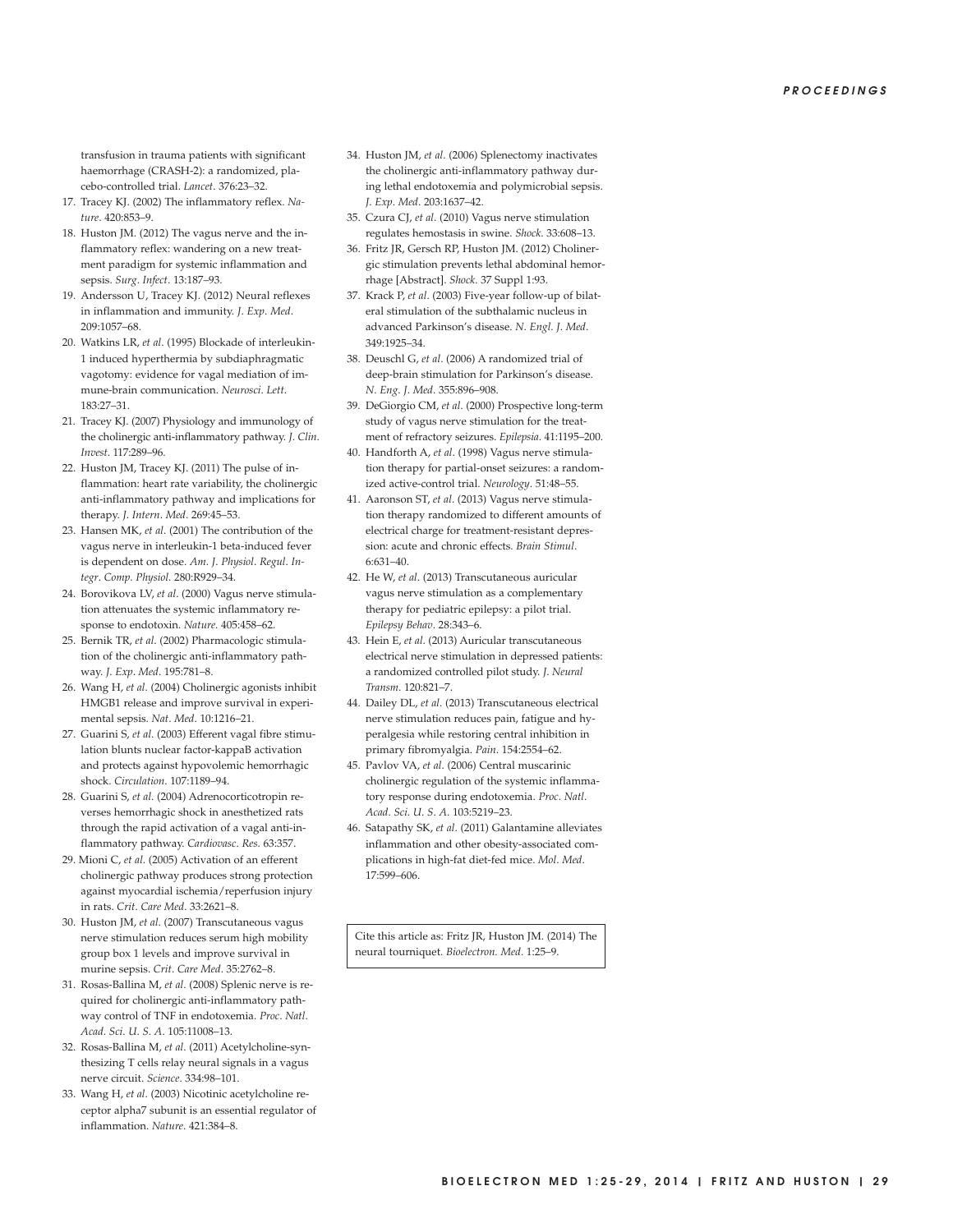transfusion in trauma patients with significant haemorrhage (CRASH-2): a randomized, placebo-controlled trial. *Lancet*. 376:23–32.

17. Tracey KJ. (2002) The inflammatory reflex. *Nature*. 420:853–9.
18. Huston JM. (2012) The vagus nerve and the inflammatory reflex: wandering on a new treatment paradigm for systemic inflammation and sepsis. *Surg. Infect*. 13:187–93.
19. Andersson U, Tracey KJ. (2012) Neural reflexes in inflammation and immunity. *J. Exp. Med*. 209:1057–68.
20. Watkins LR, *et al*. (1995) Blockade of interleukin-1 induced hyperthermia by subdiaphragmatic vagotomy: evidence for vagal mediation of immune-brain communication. *Neurosci. Lett*. 183:27–31.
21. Tracey KJ. (2007) Physiology and immunology of the cholinergic anti-inflammatory pathway. *J. Clin. Invest*. 117:289–96.
22. Huston JM, Tracey KJ. (2011) The pulse of inflammation: heart rate variability, the cholinergic anti-inflammatory pathway and implications for therapy. *J. Intern. Med*. 269:45–53.
23. Hansen MK, *et al*. (2001) The contribution of the vagus nerve in interleukin-1 beta-induced fever is dependent on dose. *Am. J. Physiol. Regul. Integr. Comp. Physiol*. 280:R929–34.
24. Borovikova LV, *et al*. (2000) Vagus nerve stimulation attenuates the systemic inflammatory response to endotoxin. *Nature*. 405:458–62.
25. Bernik TR, *et al*. (2002) Pharmacologic stimulation of the cholinergic anti-inflammatory pathway. *J. Exp. Med*. 195:781–8.
26. Wang H, *et al*. (2004) Cholinergic agonists inhibit HMGB1 release and improve survival in experimental sepsis. *Nat. Med*. 10:1216–21.
27. Guarini S, *et al*. (2003) Efferent vagal fibre stimulation blunts nuclear factor-kappaB activation and protects against hypovolemic hemorrhagic shock. *Circulation*. 107:1189–94.
28. Guarini S, *et al*. (2004) Adrenocorticotropin reverses hemorrhagic shock in anesthetized rats through the rapid activation of a vagal anti-inflammatory pathway. *Cardiovasc. Res*. 63:357.
29. Mioni C, *et al*. (2005) Activation of an efferent cholinergic pathway produces strong protection against myocardial ischemia/reperfusion injury in rats. *Crit. Care Med*. 33:2621–8.
30. Huston JM, *et al*. (2007) Transcutaneous vagus nerve stimulation reduces serum high mobility group box 1 levels and improve survival in murine sepsis. *Crit. Care Med*. 35:2762–8.
31. Rosas-Ballina M, *et al*. (2008) Splenic nerve is required for cholinergic anti-inflammatory pathway control of TNF in endotoxemia. *Proc. Natl. Acad. Sci. U. S. A*. 105:11008–13.
32. Rosas-Ballina M, *et al*. (2011) Acetylcholine-synthesizing T cells relay neural signals in a vagus nerve circuit. *Science*. 334:98–101.
33. Wang H, *et al*. (2003) Nicotinic acetylcholine receptor alpha7 subunit is an essential regulator of inflammation. *Nature*. 421:384–8.
34. Huston JM, *et al*. (2006) Splenectomy inactivates the cholinergic anti-inflammatory pathway during lethal endotoxemia and polymicrobial sepsis. *J. Exp. Med*. 203:1637–42.
35. Czura CJ, *et al*. (2010) Vagus nerve stimulation regulates hemostasis in swine. *Shock*. 33:608–13.
36. Fritz JR, Gersch RP, Huston JM. (2012) Cholinergic stimulation prevents lethal abdominal hemorrhage [Abstract]. *Shock*. 37 Suppl 1:93.
37. Krack P, *et al*. (2003) Five-year follow-up of bilateral stimulation of the subthalamic nucleus in advanced Parkinson's disease. *N. Engl. J. Med*. 349:1925–34.
38. Deuschl G, *et al*. (2006) A randomized trial of deep-brain stimulation for Parkinson's disease. *N. Eng. J. Med*. 355:896–908.
39. DeGiorgio CM, *et al*. (2000) Prospective long-term study of vagus nerve stimulation for the treatment of refractory seizures. *Epilepsia*. 41:1195–200.
40. Handforth A, *et al*. (1998) Vagus nerve stimulation therapy for partial-onset seizures: a randomized active-control trial. *Neurology*. 51:48–55.
41. Aaronson ST, *et al*. (2013) Vagus nerve stimulation therapy randomized to different amounts of electrical charge for treatment-resistant depression: acute and chronic effects. *Brain Stimul*. 6:631–40.
42. He W, *et al*. (2013) Transcutaneous auricular vagus nerve stimulation as a complementary therapy for pediatric epilepsy: a pilot trial. *Epilepsy Behav*. 28:343–6.
43. Hein E, *et al*. (2013) Auricular transcutaneous electrical nerve stimulation in depressed patients: a randomized controlled pilot study. *J. Neural Transm*. 120:821–7.
44. Dailey DL, *et al*. (2013) Transcutaneous electrical nerve stimulation reduces pain, fatigue and hyperalgesia while restoring central inhibition in primary fibromyalgia. *Pain*. 154:2554–62.
45. Pavlov VA, *et al*. (2006) Central muscarinic cholinergic regulation of the systemic inflammatory response during endotoxemia. *Proc. Natl. Acad. Sci. U. S. A*. 103:5219–23.
46. Satapathy SK, *et al*. (2011) Galantamine alleviates inflammation and other obesity-associated complications in high-fat diet-fed mice. *Mol. Med*. 17:599–606.

Cite this article as: Fritz JR, Huston JM. (2014) The neural tourniquet. *Bioelectron. Med*. 1:25–9.